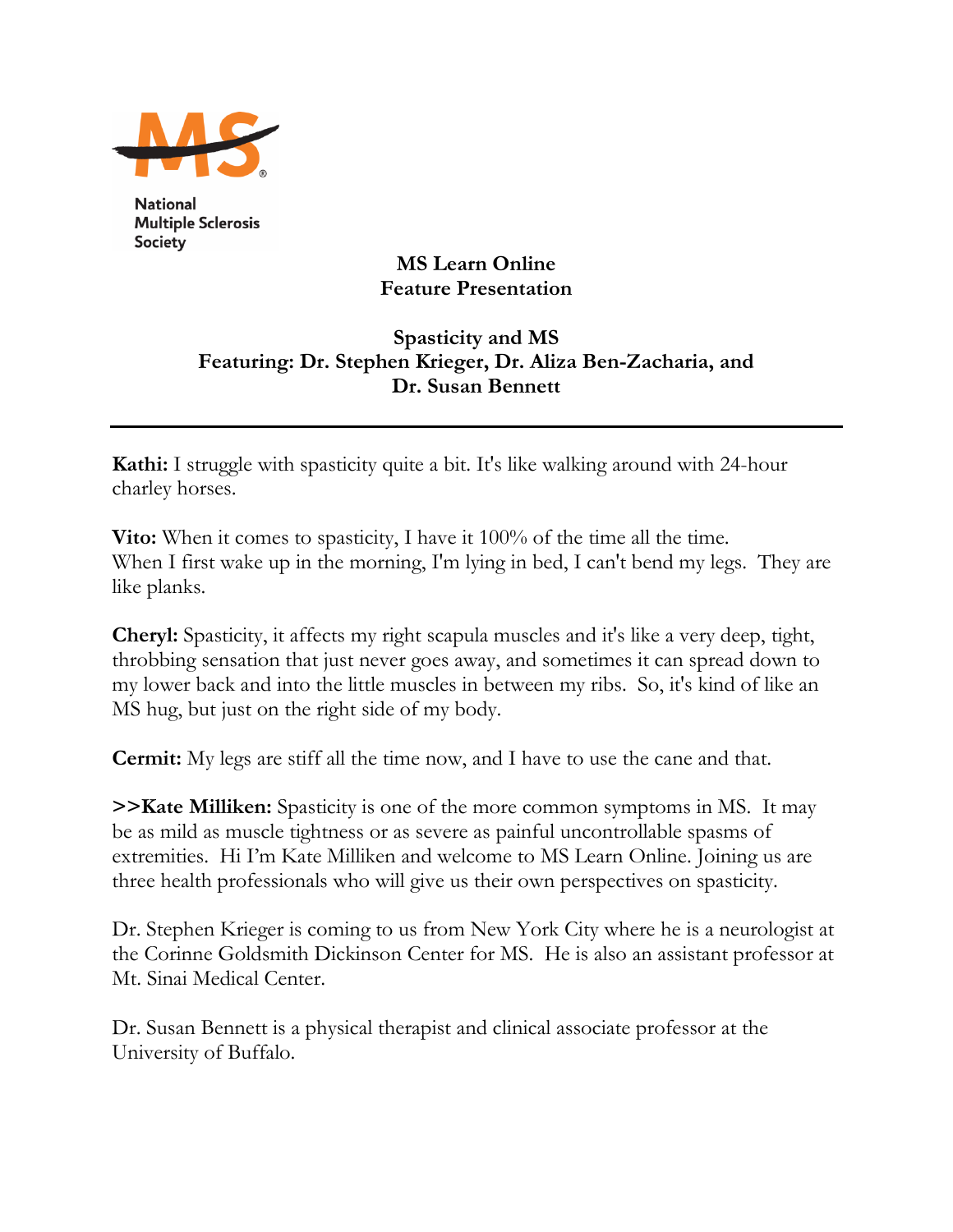National Multiple Sclerosis Society

**MS Learn Online**
**Feature Presentation**

**Spasticity and MS**
**Featuring: Dr. Stephen Krieger, Dr. Aliza Ben-Zacharia, and Dr. Susan Bennett**

---

**Kathi:** I struggle with spasticity quite a bit. It's like walking around with 24-hour charley horses.

**Vito:** When it comes to spasticity, I have it 100% of the time all the time. When I first wake up in the morning, I'm lying in bed, I can't bend my legs. They are like planks.

**Cheryl:** Spasticity, it affects my right scapula muscles and it's like a very deep, tight, throbbing sensation that just never goes away, and sometimes it can spread down to my lower back and into the little muscles in between my ribs. So, it's kind of like an MS hug, but just on the right side of my body.

**Cermit:** My legs are stiff all the time now, and I have to use the cane and that.

**>>Kate Milliken:** Spasticity is one of the more common symptoms in MS. It may be as mild as muscle tightness or as severe as painful uncontrollable spasms of extremities. Hi I'm Kate Milliken and welcome to MS Learn Online. Joining us are three health professionals who will give us their own perspectives on spasticity.

Dr. Stephen Krieger is coming to us from New York City where he is a neurologist at the Corinne Goldsmith Dickinson Center for MS. He is also an assistant professor at Mt. Sinai Medical Center.

Dr. Susan Bennett is a physical therapist and clinical associate professor at the University of Buffalo.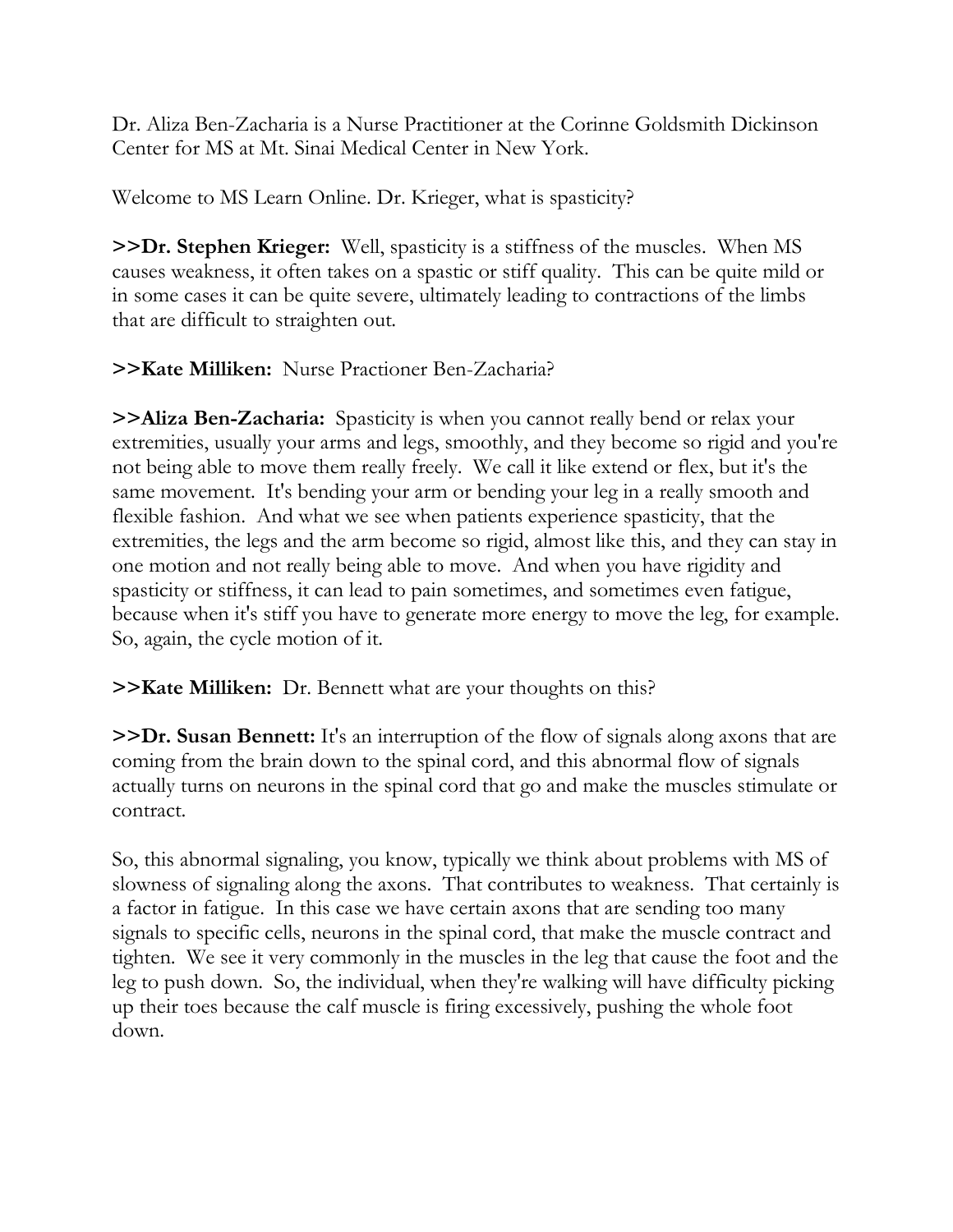Dr. Aliza Ben-Zacharia is a Nurse Practitioner at the Corinne Goldsmith Dickinson Center for MS at Mt. Sinai Medical Center in New York.

Welcome to MS Learn Online. Dr. Krieger, what is spasticity?

**>>Dr. Stephen Krieger:** Well, spasticity is a stiffness of the muscles. When MS causes weakness, it often takes on a spastic or stiff quality. This can be quite mild or in some cases it can be quite severe, ultimately leading to contractions of the limbs that are difficult to straighten out.

**>>Kate Milliken:** Nurse Practioner Ben-Zacharia?

**>>Aliza Ben-Zacharia:** Spasticity is when you cannot really bend or relax your extremities, usually your arms and legs, smoothly, and they become so rigid and you're not being able to move them really freely. We call it like extend or flex, but it's the same movement. It's bending your arm or bending your leg in a really smooth and flexible fashion. And what we see when patients experience spasticity, that the extremities, the legs and the arm become so rigid, almost like this, and they can stay in one motion and not really being able to move. And when you have rigidity and spasticity or stiffness, it can lead to pain sometimes, and sometimes even fatigue, because when it's stiff you have to generate more energy to move the leg, for example. So, again, the cycle motion of it.

**>>Kate Milliken:** Dr. Bennett what are your thoughts on this?

**>>Dr. Susan Bennett:** It's an interruption of the flow of signals along axons that are coming from the brain down to the spinal cord, and this abnormal flow of signals actually turns on neurons in the spinal cord that go and make the muscles stimulate or contract.

So, this abnormal signaling, you know, typically we think about problems with MS of slowness of signaling along the axons. That contributes to weakness. That certainly is a factor in fatigue. In this case we have certain axons that are sending too many signals to specific cells, neurons in the spinal cord, that make the muscle contract and tighten. We see it very commonly in the muscles in the leg that cause the foot and the leg to push down. So, the individual, when they're walking will have difficulty picking up their toes because the calf muscle is firing excessively, pushing the whole foot down.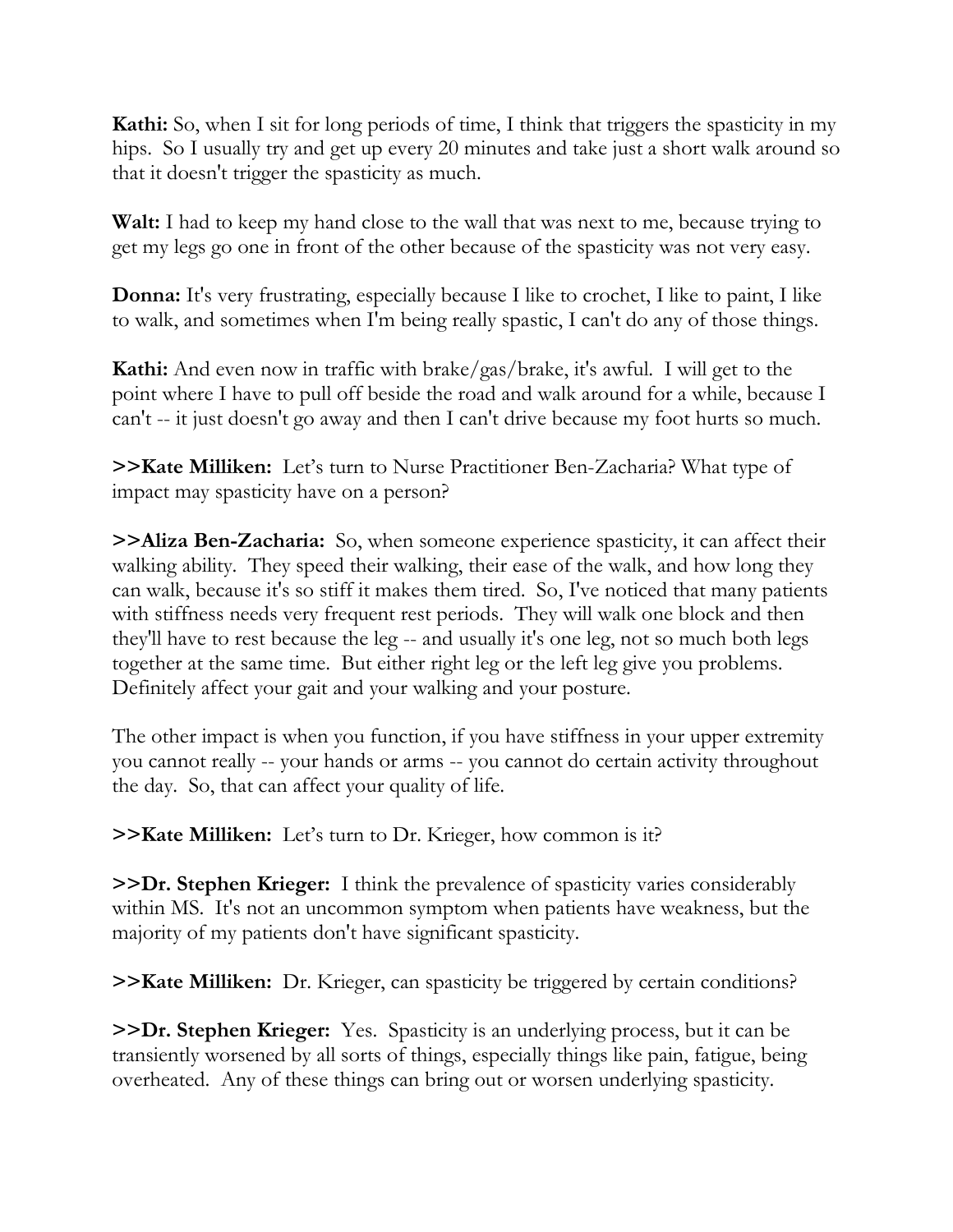**Kathi:** So, when I sit for long periods of time, I think that triggers the spasticity in my hips. So I usually try and get up every 20 minutes and take just a short walk around so that it doesn't trigger the spasticity as much.

**Walt:** I had to keep my hand close to the wall that was next to me, because trying to get my legs go one in front of the other because of the spasticity was not very easy.

**Donna:** It's very frustrating, especially because I like to crochet, I like to paint, I like to walk, and sometimes when I'm being really spastic, I can't do any of those things.

**Kathi:** And even now in traffic with brake/gas/brake, it's awful. I will get to the point where I have to pull off beside the road and walk around for a while, because I can't -- it just doesn't go away and then I can't drive because my foot hurts so much.

**>>Kate Milliken:** Let's turn to Nurse Practitioner Ben-Zacharia? What type of impact may spasticity have on a person?

**>>Aliza Ben-Zacharia:** So, when someone experience spasticity, it can affect their walking ability. They speed their walking, their ease of the walk, and how long they can walk, because it's so stiff it makes them tired. So, I've noticed that many patients with stiffness needs very frequent rest periods. They will walk one block and then they'll have to rest because the leg -- and usually it's one leg, not so much both legs together at the same time. But either right leg or the left leg give you problems. Definitely affect your gait and your walking and your posture.

The other impact is when you function, if you have stiffness in your upper extremity you cannot really -- your hands or arms -- you cannot do certain activity throughout the day. So, that can affect your quality of life.

**>>Kate Milliken:** Let's turn to Dr. Krieger, how common is it?

**>>Dr. Stephen Krieger:** I think the prevalence of spasticity varies considerably within MS. It's not an uncommon symptom when patients have weakness, but the majority of my patients don't have significant spasticity.

**>>Kate Milliken:** Dr. Krieger, can spasticity be triggered by certain conditions?

**>>Dr. Stephen Krieger:** Yes. Spasticity is an underlying process, but it can be transiently worsened by all sorts of things, especially things like pain, fatigue, being overheated. Any of these things can bring out or worsen underlying spasticity.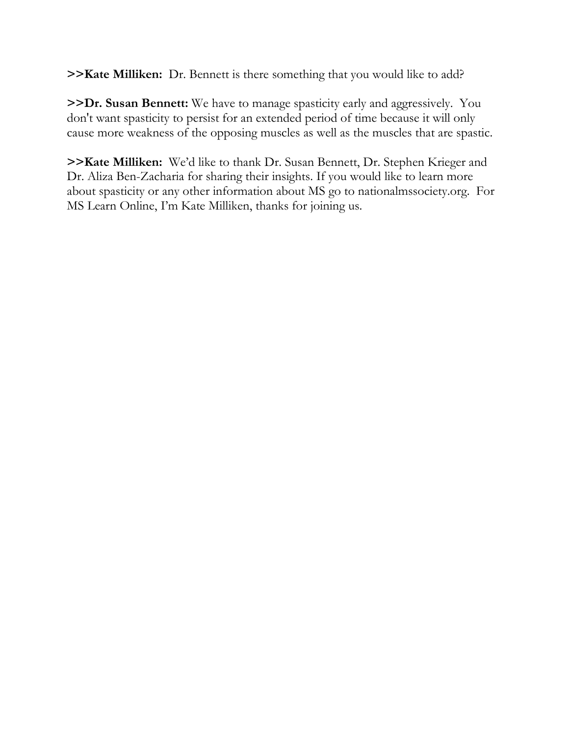**>>Kate Milliken:** Dr. Bennett is there something that you would like to add?

**>>Dr. Susan Bennett:** We have to manage spasticity early and aggressively. You don't want spasticity to persist for an extended period of time because it will only cause more weakness of the opposing muscles as well as the muscles that are spastic.

**>>Kate Milliken:** We'd like to thank Dr. Susan Bennett, Dr. Stephen Krieger and Dr. Aliza Ben-Zacharia for sharing their insights. If you would like to learn more about spasticity or any other information about MS go to nationalmssociety.org. For MS Learn Online, I'm Kate Milliken, thanks for joining us.